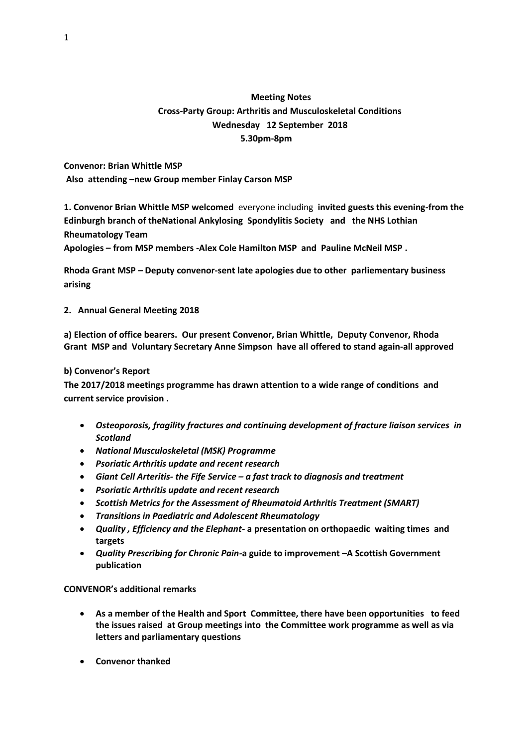**Meeting Notes**
**Cross-Party Group: Arthritis and Musculoskeletal Conditions**
**Wednesday 12 September 2018**
**5.30pm-8pm**

**Convenor: Brian Whittle MSP**
**Also attending –new Group member Finlay Carson MSP**

**1. Convenor Brian Whittle MSP welcomed** everyone including **invited guests this evening-from the Edinburgh branch of theNational Ankylosing Spondylitis Society and the NHS Lothian Rheumatology Team**
**Apologies – from MSP members -Alex Cole Hamilton MSP and Pauline McNeil MSP .**

**Rhoda Grant MSP – Deputy convenor-sent late apologies due to other parliementary business arising**

**2. Annual General Meeting 2018**

**a) Election of office bearers. Our present Convenor, Brian Whittle, Deputy Convenor, Rhoda Grant MSP and Voluntary Secretary Anne Simpson have all offered to stand again-all approved**

**b) Convenor's Report**
**The 2017/2018 meetings programme has drawn attention to a wide range of conditions and current service provision .**

- ***Osteoporosis, fragility fractures and continuing development of fracture liaison services in Scotland***
- ***National Musculoskeletal (MSK) Programme***
- ***Psoriatic Arthritis update and recent research***
- ***Giant Cell Arteritis- the Fife Service – a fast track to diagnosis and treatment***
- ***Psoriatic Arthritis update and recent research***
- ***Scottish Metrics for the Assessment of Rheumatoid Arthritis Treatment (SMART)***
- ***Transitions in Paediatric and Adolescent Rheumatology***
- ***Quality , Efficiency and the Elephant*- a presentation on orthopaedic waiting times and targets**
- ***Quality Prescribing for Chronic Pain*-a guide to improvement –A Scottish Government publication**

**CONVENOR's additional remarks**

- **As a member of the Health and Sport Committee, there have been opportunities to feed the issues raised at Group meetings into the Committee work programme as well as via letters and parliamentary questions**

- **Convenor thanked**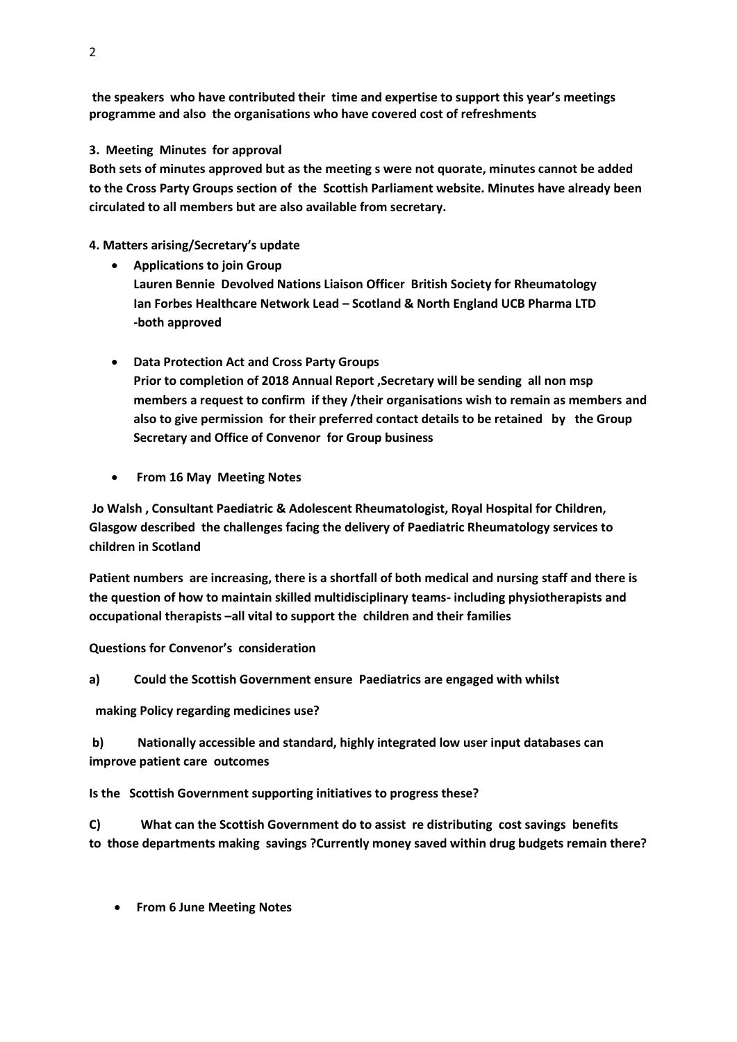**the speakers who have contributed their time and expertise to support this year's meetings programme and also the organisations who have covered cost of refreshments**

**3. Meeting Minutes for approval**

**Both sets of minutes approved but as the meeting s were not quorate, minutes cannot be added to the Cross Party Groups section of the Scottish Parliament website. Minutes have already been circulated to all members but are also available from secretary.**

**4. Matters arising/Secretary's update**

- **Applications to join Group**
  **Lauren Bennie Devolved Nations Liaison Officer British Society for Rheumatology**
  **Ian Forbes Healthcare Network Lead – Scotland & North England UCB Pharma LTD**
  **-both approved**

- **Data Protection Act and Cross Party Groups**
  **Prior to completion of 2018 Annual Report ,Secretary will be sending all non msp members a request to confirm if they /their organisations wish to remain as members and also to give permission for their preferred contact details to be retained by the Group Secretary and Office of Convenor for Group business**

- **From 16 May Meeting Notes**

**Jo Walsh , Consultant Paediatric & Adolescent Rheumatologist, Royal Hospital for Children, Glasgow described the challenges facing the delivery of Paediatric Rheumatology services to children in Scotland**

**Patient numbers are increasing, there is a shortfall of both medical and nursing staff and there is the question of how to maintain skilled multidisciplinary teams- including physiotherapists and occupational therapists –all vital to support the children and their families**

**Questions for Convenor's consideration**

**a) Could the Scottish Government ensure Paediatrics are engaged with whilst making Policy regarding medicines use?**

**b) Nationally accessible and standard, highly integrated low user input databases can improve patient care outcomes**

**Is the Scottish Government supporting initiatives to progress these?**

**C) What can the Scottish Government do to assist re distributing cost savings benefits to those departments making savings ?Currently money saved within drug budgets remain there?**

- **From 6 June Meeting Notes**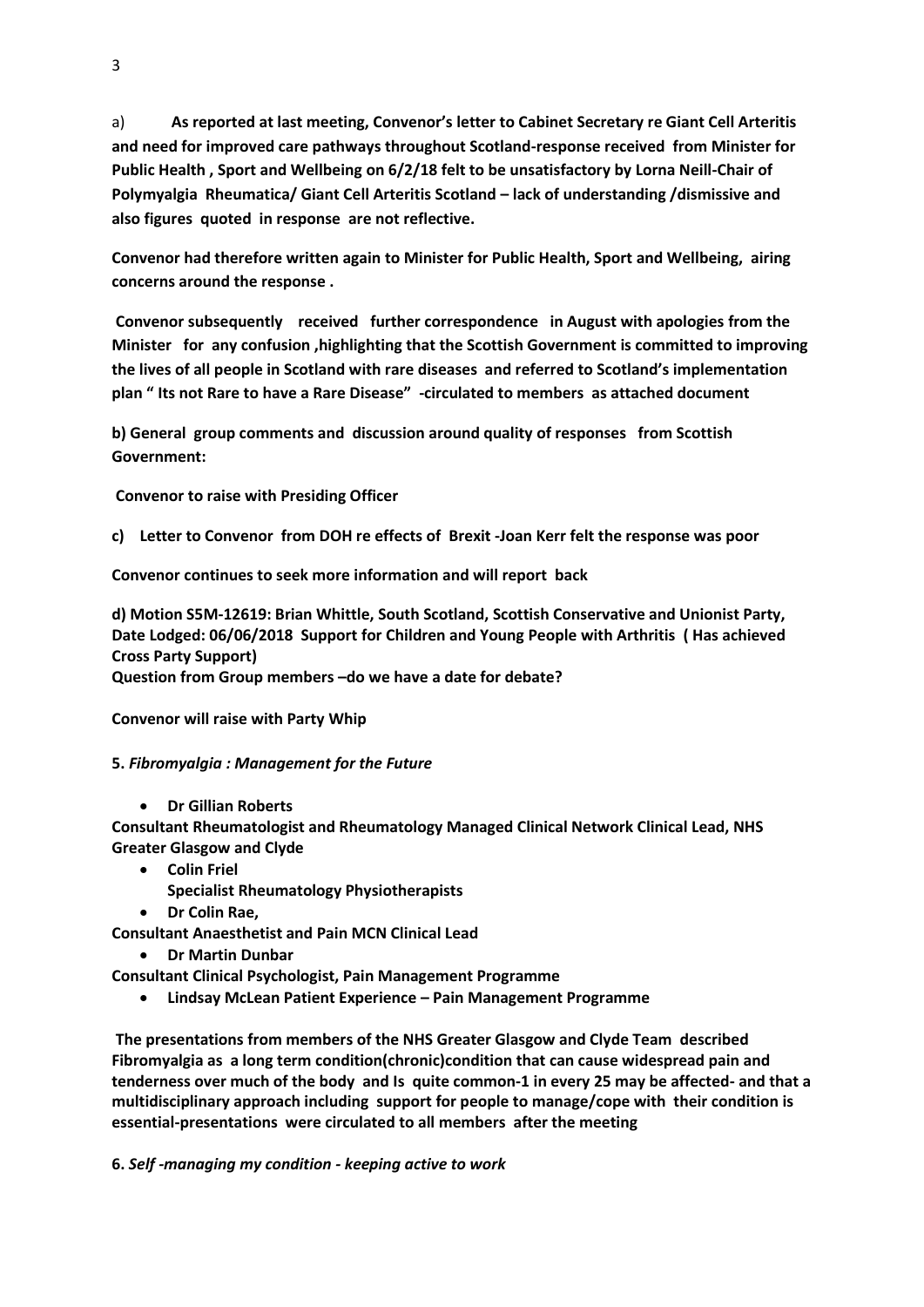a) **As reported at last meeting, Convenor's letter to Cabinet Secretary re Giant Cell Arteritis and need for improved care pathways throughout Scotland-response received from Minister for Public Health , Sport and Wellbeing on 6/2/18 felt to be unsatisfactory by Lorna Neill-Chair of Polymyalgia Rheumatica/ Giant Cell Arteritis Scotland – lack of understanding /dismissive and also figures quoted in response are not reflective.**

**Convenor had therefore written again to Minister for Public Health, Sport and Wellbeing, airing concerns around the response .**

**Convenor subsequently received further correspondence in August with apologies from the Minister for any confusion ,highlighting that the Scottish Government is committed to improving the lives of all people in Scotland with rare diseases and referred to Scotland's implementation plan " Its not Rare to have a Rare Disease" -circulated to members as attached document**

**b) General group comments and discussion around quality of responses from Scottish Government:**

**Convenor to raise with Presiding Officer**

**c) Letter to Convenor from DOH re effects of Brexit -Joan Kerr felt the response was poor**

**Convenor continues to seek more information and will report back**

**d) Motion S5M-12619: Brian Whittle, South Scotland, Scottish Conservative and Unionist Party, Date Lodged: 06/06/2018 Support for Children and Young People with Arthritis ( Has achieved Cross Party Support)**
**Question from Group members –do we have a date for debate?**

**Convenor will raise with Party Whip**

**5.** ***Fibromyalgia : Management for the Future***

- **Dr Gillian Roberts**

**Consultant Rheumatologist and Rheumatology Managed Clinical Network Clinical Lead, NHS Greater Glasgow and Clyde**

- **Colin Friel**
  **Specialist Rheumatology Physiotherapists**
- **Dr Colin Rae,**

**Consultant Anaesthetist and Pain MCN Clinical Lead**

- **Dr Martin Dunbar**

**Consultant Clinical Psychologist, Pain Management Programme**

- **Lindsay McLean Patient Experience – Pain Management Programme**

**The presentations from members of the NHS Greater Glasgow and Clyde Team described Fibromyalgia as a long term condition(chronic)condition that can cause widespread pain and tenderness over much of the body and Is quite common-1 in every 25 may be affected- and that a multidisciplinary approach including support for people to manage/cope with their condition is essential-presentations were circulated to all members after the meeting**

**6.** ***Self -managing my condition - keeping active to work***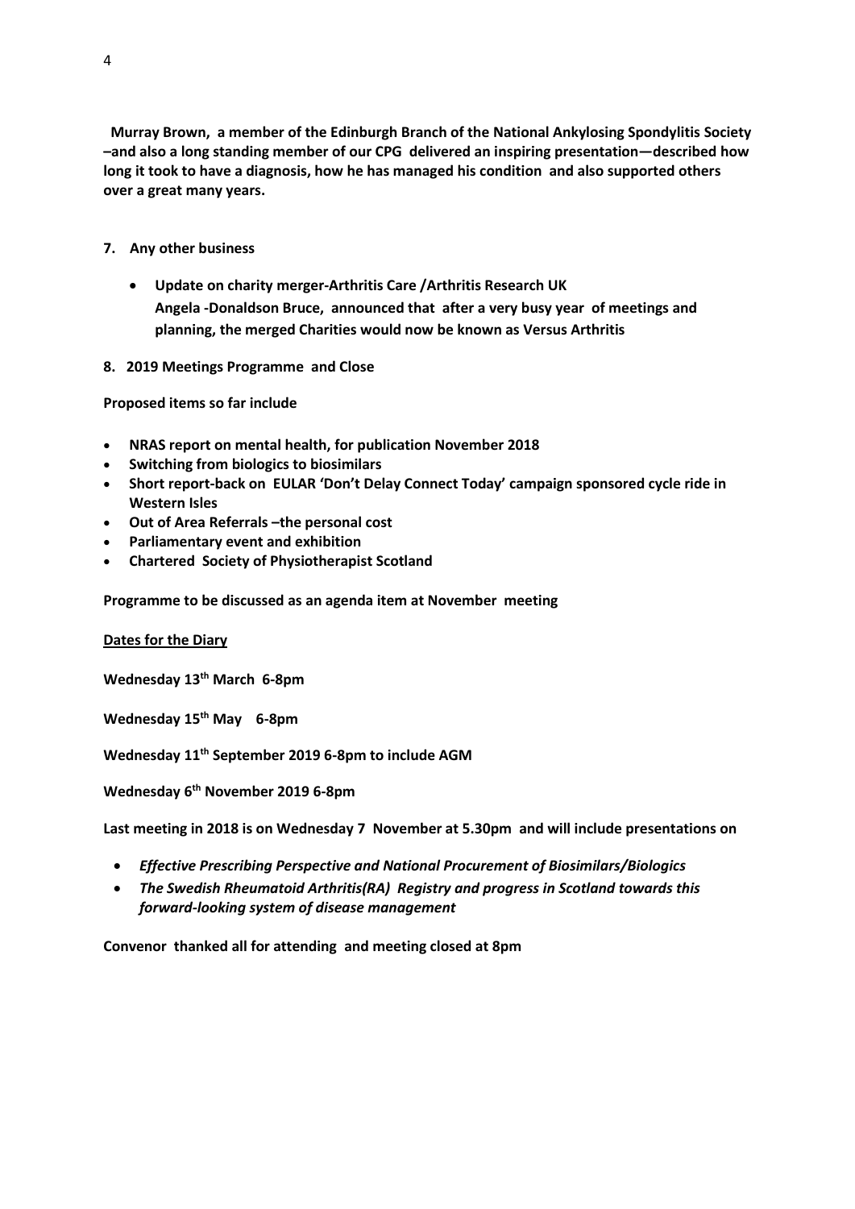**Murray Brown, a member of the Edinburgh Branch of the National Ankylosing Spondylitis Society –and also a long standing member of our CPG delivered an inspiring presentation—described how long it took to have a diagnosis, how he has managed his condition and also supported others over a great many years.**

## 7. Any other business

- **Update on charity merger-Arthritis Care /Arthritis Research UK**
  **Angela -Donaldson Bruce, announced that after a very busy year of meetings and planning, the merged Charities would now be known as Versus Arthritis**

## 8. 2019 Meetings Programme and Close

**Proposed items so far include**

- **NRAS report on mental health, for publication November 2018**
- **Switching from biologics to biosimilars**
- **Short report-back on EULAR 'Don't Delay Connect Today' campaign sponsored cycle ride in Western Isles**
- **Out of Area Referrals –the personal cost**
- **Parliamentary event and exhibition**
- **Chartered Society of Physiotherapist Scotland**

**Programme to be discussed as an agenda item at November meeting**

**<u>Dates for the Diary</u>**

**Wednesday 13th March 6-8pm**

**Wednesday 15th May 6-8pm**

**Wednesday 11th September 2019 6-8pm to include AGM**

**Wednesday 6th November 2019 6-8pm**

**Last meeting in 2018 is on Wednesday 7 November at 5.30pm and will include presentations on**

- ***Effective Prescribing Perspective and National Procurement of Biosimilars/Biologics***
- ***The Swedish Rheumatoid Arthritis(RA) Registry and progress in Scotland towards this forward-looking system of disease management***

**Convenor thanked all for attending and meeting closed at 8pm**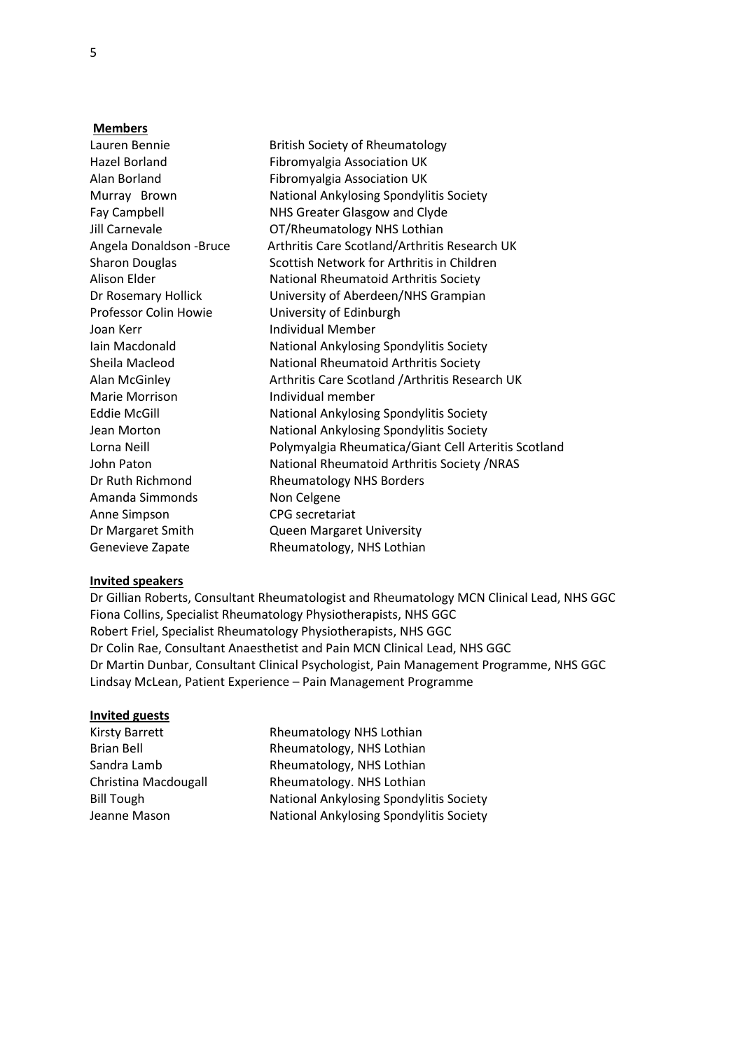**Members**

| | |
|---|---|
| Lauren Bennie | British Society of Rheumatology |
| Hazel Borland | Fibromyalgia Association UK |
| Alan Borland | Fibromyalgia Association UK |
| Murray Brown | National Ankylosing Spondylitis Society |
| Fay Campbell | NHS Greater Glasgow and Clyde |
| Jill Carnevale | OT/Rheumatology NHS Lothian |
| Angela Donaldson -Bruce | Arthritis Care Scotland/Arthritis Research UK |
| Sharon Douglas | Scottish Network for Arthritis in Children |
| Alison Elder | National Rheumatoid Arthritis Society |
| Dr Rosemary Hollick | University of Aberdeen/NHS Grampian |
| Professor Colin Howie | University of Edinburgh |
| Joan Kerr | Individual Member |
| Iain Macdonald | National Ankylosing Spondylitis Society |
| Sheila Macleod | National Rheumatoid Arthritis Society |
| Alan McGinley | Arthritis Care Scotland /Arthritis Research UK |
| Marie Morrison | Individual member |
| Eddie McGill | National Ankylosing Spondylitis Society |
| Jean Morton | National Ankylosing Spondylitis Society |
| Lorna Neill | Polymyalgia Rheumatica/Giant Cell Arteritis Scotland |
| John Paton | National Rheumatoid Arthritis Society /NRAS |
| Dr Ruth Richmond | Rheumatology NHS Borders |
| Amanda Simmonds | Non Celgene |
| Anne Simpson | CPG secretariat |
| Dr Margaret Smith | Queen Margaret University |
| Genevieve Zapate | Rheumatology, NHS Lothian |

**Invited speakers**

Dr Gillian Roberts, Consultant Rheumatologist and Rheumatology MCN Clinical Lead, NHS GGC
Fiona Collins, Specialist Rheumatology Physiotherapists, NHS GGC
Robert Friel, Specialist Rheumatology Physiotherapists, NHS GGC
Dr Colin Rae, Consultant Anaesthetist and Pain MCN Clinical Lead, NHS GGC
Dr Martin Dunbar, Consultant Clinical Psychologist, Pain Management Programme, NHS GGC
Lindsay McLean, Patient Experience – Pain Management Programme

**Invited guests**

| | |
|---|---|
| Kirsty Barrett | Rheumatology NHS Lothian |
| Brian Bell | Rheumatology, NHS Lothian |
| Sandra Lamb | Rheumatology, NHS Lothian |
| Christina Macdougall | Rheumatology. NHS Lothian |
| Bill Tough | National Ankylosing Spondylitis Society |
| Jeanne Mason | National Ankylosing Spondylitis Society |